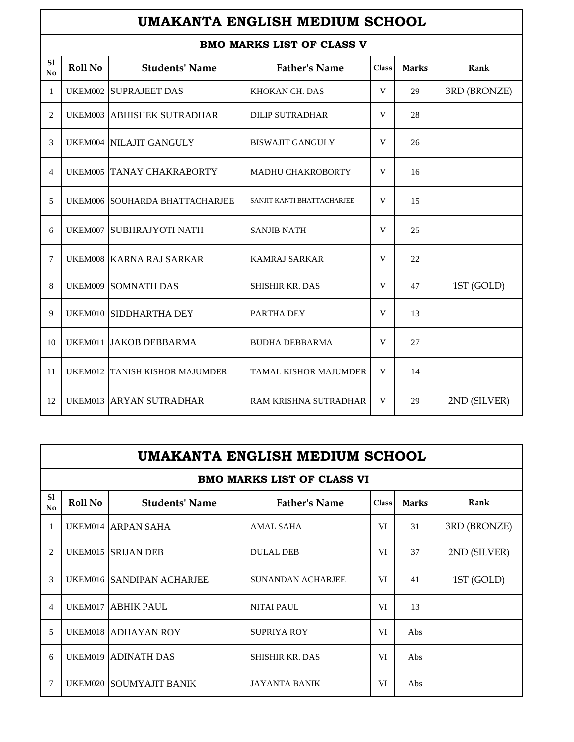# UMAKANTA ENGLISH MEDIUM SCHOOL

## BMO MARKS LIST OF CLASS V

| Sl No | Roll No | Students' Name | Father's Name | Class | Marks | Rank |
|---|---|---|---|---|---|---|
| 1 | UKEM002 | SUPRAJEET DAS | KHOKAN CH. DAS | V | 29 | 3RD (BRONZE) |
| 2 | UKEM003 | ABHISHEK SUTRADHAR | DILIP SUTRADHAR | V | 28 | |
| 3 | UKEM004 | NILAJIT GANGULY | BISWAJIT GANGULY | V | 26 | |
| 4 | UKEM005 | TANAY CHAKRABORTY | MADHU CHAKROBORTY | V | 16 | |
| 5 | UKEM006 | SOUHARDA BHATTACHARJEE | SANJIT KANTI BHATTACHARJEE | V | 15 | |
| 6 | UKEM007 | SUBHRAJYOTI NATH | SANJIB NATH | V | 25 | |
| 7 | UKEM008 | KARNA RAJ SARKAR | KAMRAJ SARKAR | V | 22 | |
| 8 | UKEM009 | SOMNATH DAS | SHISHIR KR. DAS | V | 47 | 1ST (GOLD) |
| 9 | UKEM010 | SIDDHARTHA DEY | PARTHA DEY | V | 13 | |
| 10 | UKEM011 | JAKOB DEBBARMA | BUDHA DEBBARMA | V | 27 | |
| 11 | UKEM012 | TANISH KISHOR MAJUMDER | TAMAL KISHOR MAJUMDER | V | 14 | |
| 12 | UKEM013 | ARYAN SUTRADHAR | RAM KRISHNA SUTRADHAR | V | 29 | 2ND (SILVER) |

# UMAKANTA ENGLISH MEDIUM SCHOOL

## BMO MARKS LIST OF CLASS VI

| Sl No | Roll No | Students' Name | Father's Name | Class | Marks | Rank |
|---|---|---|---|---|---|---|
| 1 | UKEM014 | ARPAN SAHA | AMAL SAHA | VI | 31 | 3RD (BRONZE) |
| 2 | UKEM015 | SRIJAN DEB | DULAL DEB | VI | 37 | 2ND (SILVER) |
| 3 | UKEM016 | SANDIPAN ACHARJEE | SUNANDAN ACHARJEE | VI | 41 | 1ST (GOLD) |
| 4 | UKEM017 | ABHIK PAUL | NITAI PAUL | VI | 13 | |
| 5 | UKEM018 | ADHAYAN ROY | SUPRIYA ROY | VI | Abs | |
| 6 | UKEM019 | ADINATH DAS | SHISHIR KR. DAS | VI | Abs | |
| 7 | UKEM020 | SOUMYAJIT BANIK | JAYANTA BANIK | VI | Abs | |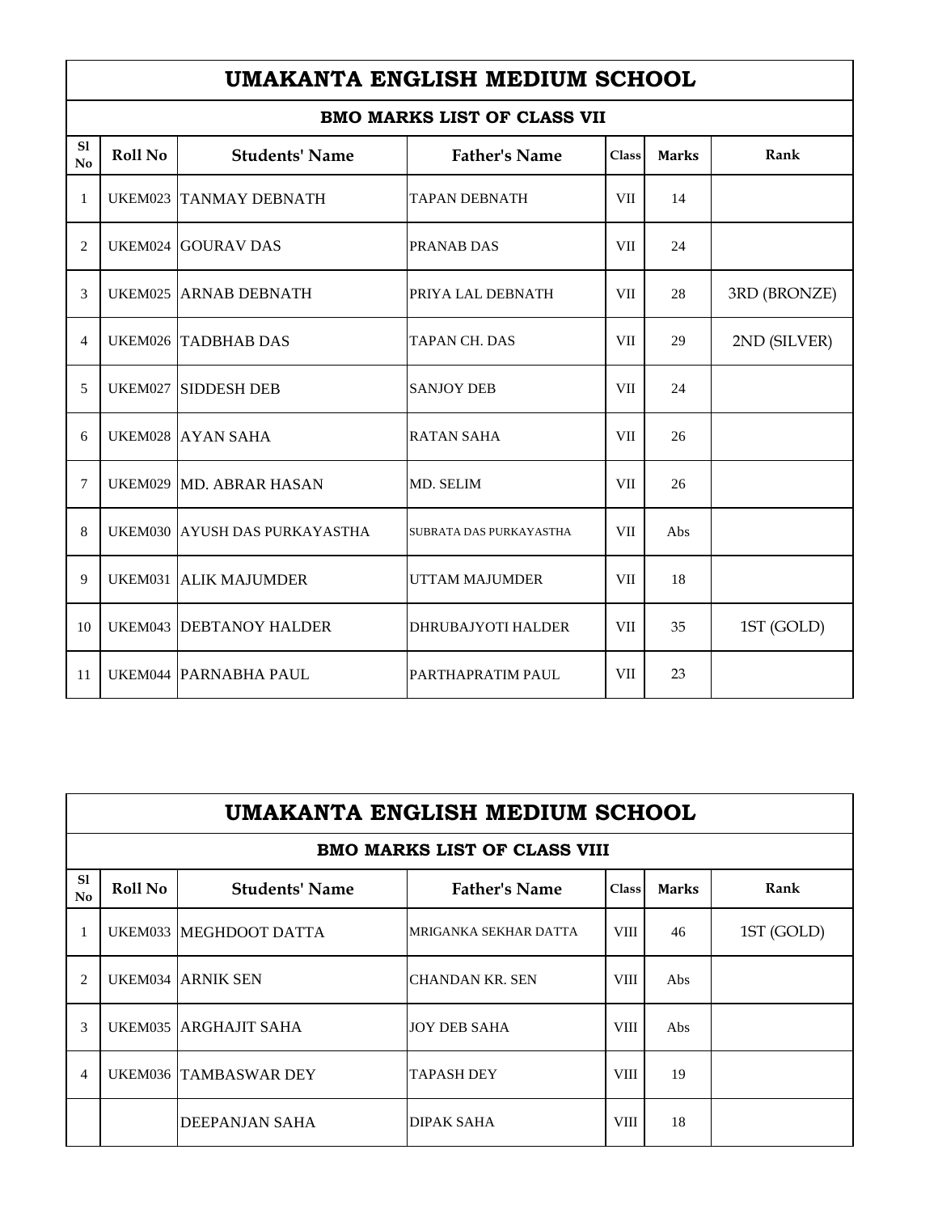# UMAKANTA ENGLISH MEDIUM SCHOOL

## BMO MARKS LIST OF CLASS VII

| Sl No | Roll No | Students' Name | Father's Name | Class | Marks | Rank |
|---|---|---|---|---|---|---|
| 1 | UKEM023 | TANMAY DEBNATH | TAPAN DEBNATH | VII | 14 | |
| 2 | UKEM024 | GOURAV DAS | PRANAB DAS | VII | 24 | |
| 3 | UKEM025 | ARNAB DEBNATH | PRIYA LAL DEBNATH | VII | 28 | 3RD (BRONZE) |
| 4 | UKEM026 | TADBHAB DAS | TAPAN CH. DAS | VII | 29 | 2ND (SILVER) |
| 5 | UKEM027 | SIDDESH DEB | SANJOY DEB | VII | 24 | |
| 6 | UKEM028 | AYAN SAHA | RATAN SAHA | VII | 26 | |
| 7 | UKEM029 | MD. ABRAR HASAN | MD. SELIM | VII | 26 | |
| 8 | UKEM030 | AYUSH DAS PURKAYASTHA | SUBRATA DAS PURKAYASTHA | VII | Abs | |
| 9 | UKEM031 | ALIK MAJUMDER | UTTAM MAJUMDER | VII | 18 | |
| 10 | UKEM043 | DEBTANOY HALDER | DHRUBAJYOTI HALDER | VII | 35 | 1ST (GOLD) |
| 11 | UKEM044 | PARNABHA PAUL | PARTHAPRATIM PAUL | VII | 23 | |

# UMAKANTA ENGLISH MEDIUM SCHOOL

## BMO MARKS LIST OF CLASS VIII

| Sl No | Roll No | Students' Name | Father's Name | Class | Marks | Rank |
|---|---|---|---|---|---|---|
| 1 | UKEM033 | MEGHDOOT DATTA | MRIGANKA SEKHAR DATTA | VIII | 46 | 1ST (GOLD) |
| 2 | UKEM034 | ARNIK SEN | CHANDAN KR. SEN | VIII | Abs | |
| 3 | UKEM035 | ARGHAJIT SAHA | JOY DEB SAHA | VIII | Abs | |
| 4 | UKEM036 | TAMBASWAR DEY | TAPASH DEY | VIII | 19 | |
| | | DEEPANJAN SAHA | DIPAK SAHA | VIII | 18 | |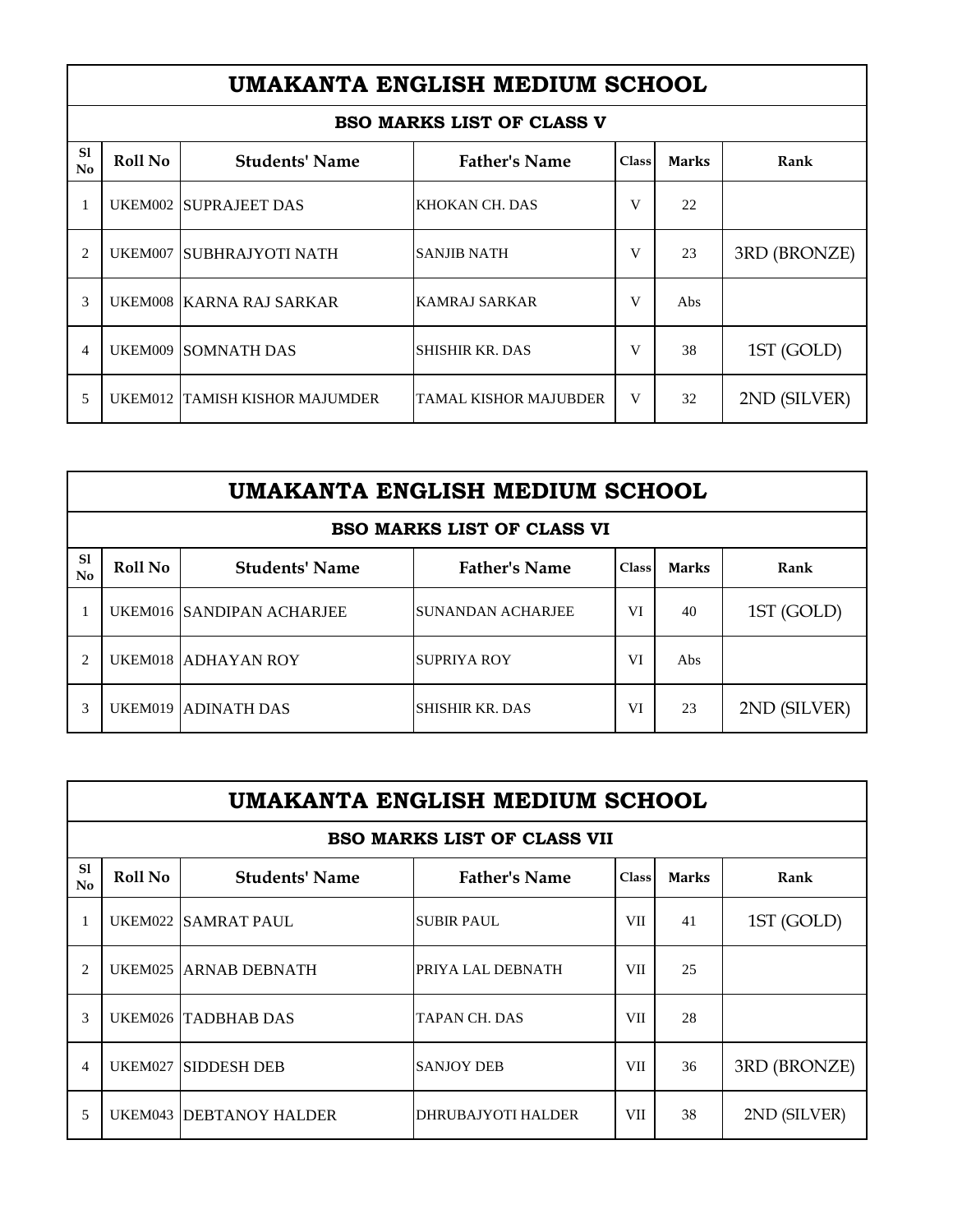# UMAKANTA ENGLISH MEDIUM SCHOOL

## BSO MARKS LIST OF CLASS V

| Sl No | Roll No | Students' Name | Father's Name | Class | Marks | Rank |
|---|---|---|---|---|---|---|
| 1 | UKEM002 | SUPRAJEET DAS | KHOKAN CH. DAS | V | 22 | |
| 2 | UKEM007 | SUBHRAJYOTI NATH | SANJIB NATH | V | 23 | 3RD (BRONZE) |
| 3 | UKEM008 | KARNA RAJ SARKAR | KAMRAJ SARKAR | V | Abs | |
| 4 | UKEM009 | SOMNATH DAS | SHISHIR KR. DAS | V | 38 | 1ST (GOLD) |
| 5 | UKEM012 | TAMISH KISHOR MAJUMDER | TAMAL KISHOR MAJUBDER | V | 32 | 2ND (SILVER) |

# UMAKANTA ENGLISH MEDIUM SCHOOL

## BSO MARKS LIST OF CLASS VI

| Sl No | Roll No | Students' Name | Father's Name | Class | Marks | Rank |
|---|---|---|---|---|---|---|
| 1 | UKEM016 | SANDIPAN ACHARJEE | SUNANDAN ACHARJEE | VI | 40 | 1ST (GOLD) |
| 2 | UKEM018 | ADHAYAN ROY | SUPRIYA ROY | VI | Abs | |
| 3 | UKEM019 | ADINATH DAS | SHISHIR KR. DAS | VI | 23 | 2ND (SILVER) |

# UMAKANTA ENGLISH MEDIUM SCHOOL

## BSO MARKS LIST OF CLASS VII

| Sl No | Roll No | Students' Name | Father's Name | Class | Marks | Rank |
|---|---|---|---|---|---|---|
| 1 | UKEM022 | SAMRAT PAUL | SUBIR PAUL | VII | 41 | 1ST (GOLD) |
| 2 | UKEM025 | ARNAB DEBNATH | PRIYA LAL DEBNATH | VII | 25 | |
| 3 | UKEM026 | TADBHAB DAS | TAPAN CH. DAS | VII | 28 | |
| 4 | UKEM027 | SIDDESH DEB | SANJOY DEB | VII | 36 | 3RD (BRONZE) |
| 5 | UKEM043 | DEBTANOY HALDER | DHRUBAJYOTI HALDER | VII | 38 | 2ND (SILVER) |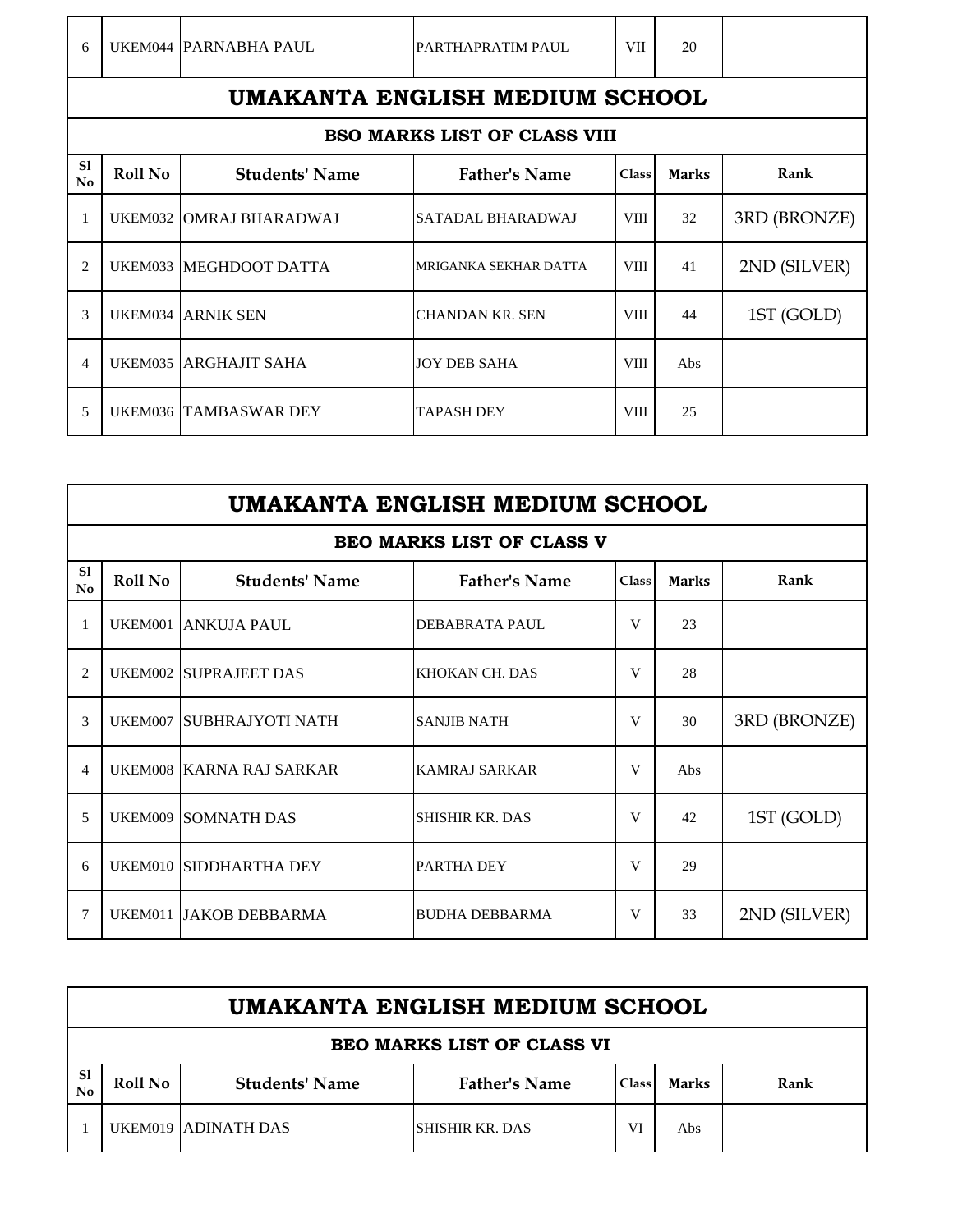| 6 | UKEM044 | PARNABHA PAUL | PARTHAPRATIM PAUL | VII | 20 | |
|---|---|---|---|---|---|---|

## UMAKANTA ENGLISH MEDIUM SCHOOL

### BSO MARKS LIST OF CLASS VIII

| Sl No | Roll No | Students' Name | Father's Name | Class | Marks | Rank |
|---|---|---|---|---|---|---|
| 1 | UKEM032 | OMRAJ BHARADWAJ | SATADAL BHARADWAJ | VIII | 32 | 3RD (BRONZE) |
| 2 | UKEM033 | MEGHDOOT DATTA | MRIGANKA SEKHAR DATTA | VIII | 41 | 2ND (SILVER) |
| 3 | UKEM034 | ARNIK SEN | CHANDAN KR. SEN | VIII | 44 | 1ST (GOLD) |
| 4 | UKEM035 | ARGHAJIT SAHA | JOY DEB SAHA | VIII | Abs | |
| 5 | UKEM036 | TAMBASWAR DEY | TAPASH DEY | VIII | 25 | |

## UMAKANTA ENGLISH MEDIUM SCHOOL

### BEO MARKS LIST OF CLASS V

| Sl No | Roll No | Students' Name | Father's Name | Class | Marks | Rank |
|---|---|---|---|---|---|---|
| 1 | UKEM001 | ANKUJA PAUL | DEBABRATA PAUL | V | 23 | |
| 2 | UKEM002 | SUPRAJEET DAS | KHOKAN CH. DAS | V | 28 | |
| 3 | UKEM007 | SUBHRAJYOTI NATH | SANJIB NATH | V | 30 | 3RD (BRONZE) |
| 4 | UKEM008 | KARNA RAJ SARKAR | KAMRAJ SARKAR | V | Abs | |
| 5 | UKEM009 | SOMNATH DAS | SHISHIR KR. DAS | V | 42 | 1ST (GOLD) |
| 6 | UKEM010 | SIDDHARTHA DEY | PARTHA DEY | V | 29 | |
| 7 | UKEM011 | JAKOB DEBBARMA | BUDHA DEBBARMA | V | 33 | 2ND (SILVER) |

## UMAKANTA ENGLISH MEDIUM SCHOOL

### BEO MARKS LIST OF CLASS VI

| Sl No | Roll No | Students' Name | Father's Name | Class | Marks | Rank |
|---|---|---|---|---|---|---|
| 1 | UKEM019 | ADINATH DAS | SHISHIR KR. DAS | VI | Abs | |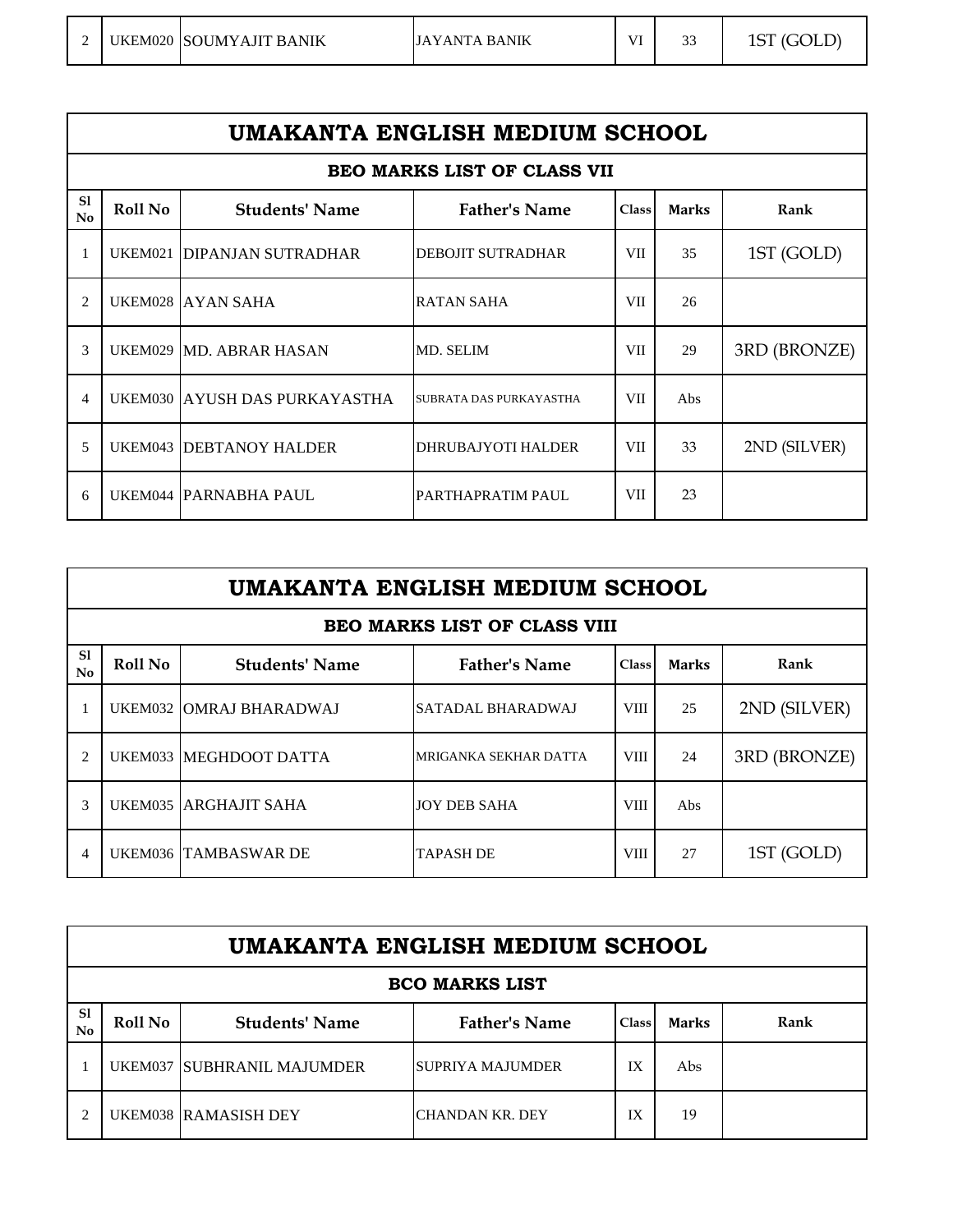| 2 | UKEM020 | SOUMYAJIT BANIK | JAYANTA BANIK | VI | 33 | 1ST (GOLD) |
|---|---|---|---|---|---|---|

| UMAKANTA ENGLISH MEDIUM SCHOOL | | | | | | |
|---|---|---|---|---|---|---|
| BEO MARKS LIST OF CLASS VII | | | | | | |
| Sl No | Roll No | Students' Name | Father's Name | Class | Marks | Rank |
| 1 | UKEM021 | DIPANJAN SUTRADHAR | DEBOJIT SUTRADHAR | VII | 35 | 1ST (GOLD) |
| 2 | UKEM028 | AYAN SAHA | RATAN SAHA | VII | 26 | |
| 3 | UKEM029 | MD. ABRAR HASAN | MD. SELIM | VII | 29 | 3RD (BRONZE) |
| 4 | UKEM030 | AYUSH DAS PURKAYASTHA | SUBRATA DAS PURKAYASTHA | VII | Abs | |
| 5 | UKEM043 | DEBTANOY HALDER | DHRUBAJYOTI HALDER | VII | 33 | 2ND (SILVER) |
| 6 | UKEM044 | PARNABHA PAUL | PARTHAPRATIM PAUL | VII | 23 | |

| UMAKANTA ENGLISH MEDIUM SCHOOL | | | | | | |
|---|---|---|---|---|---|---|
| BEO MARKS LIST OF CLASS VIII | | | | | | |
| Sl No | Roll No | Students' Name | Father's Name | Class | Marks | Rank |
| 1 | UKEM032 | OMRAJ BHARADWAJ | SATADAL BHARADWAJ | VIII | 25 | 2ND (SILVER) |
| 2 | UKEM033 | MEGHDOOT DATTA | MRIGANKA SEKHAR DATTA | VIII | 24 | 3RD (BRONZE) |
| 3 | UKEM035 | ARGHAJIT SAHA | JOY DEB SAHA | VIII | Abs | |
| 4 | UKEM036 | TAMBASWAR DE | TAPASH DE | VIII | 27 | 1ST (GOLD) |

| UMAKANTA ENGLISH MEDIUM SCHOOL | | | | | | |
|---|---|---|---|---|---|---|
| BCO MARKS LIST | | | | | | |
| Sl No | Roll No | Students' Name | Father's Name | Class | Marks | Rank |
| 1 | UKEM037 | SUBHRANIL MAJUMDER | SUPRIYA MAJUMDER | IX | Abs | |
| 2 | UKEM038 | RAMASISH DEY | CHANDAN KR. DEY | IX | 19 | |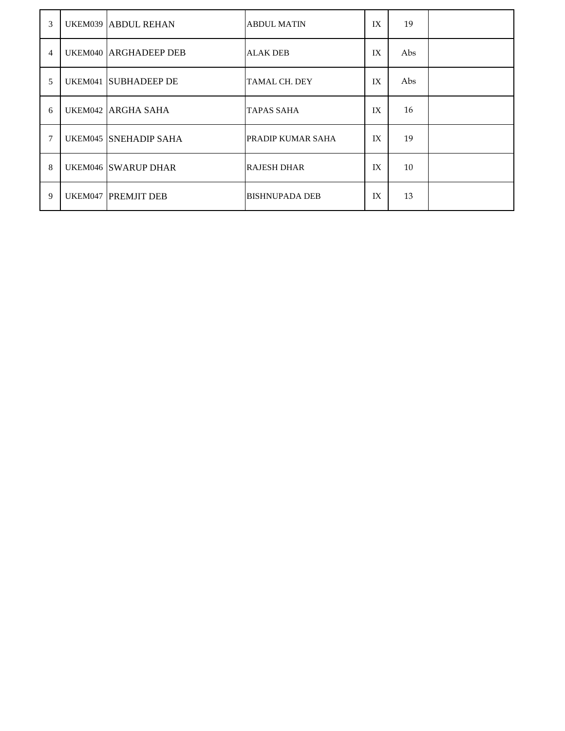| | | | | | | |
|---|---|---|---|---|---|---|
| 3 | UKEM039 | ABDUL REHAN | ABDUL MATIN | IX | 19 | |
| 4 | UKEM040 | ARGHADEEP DEB | ALAK DEB | IX | Abs | |
| 5 | UKEM041 | SUBHADEEP DE | TAMAL CH. DEY | IX | Abs | |
| 6 | UKEM042 | ARGHA SAHA | TAPAS SAHA | IX | 16 | |
| 7 | UKEM045 | SNEHADIP SAHA | PRADIP KUMAR SAHA | IX | 19 | |
| 8 | UKEM046 | SWARUP DHAR | RAJESH DHAR | IX | 10 | |
| 9 | UKEM047 | PREMJIT DEB | BISHNUPADA DEB | IX | 13 | |